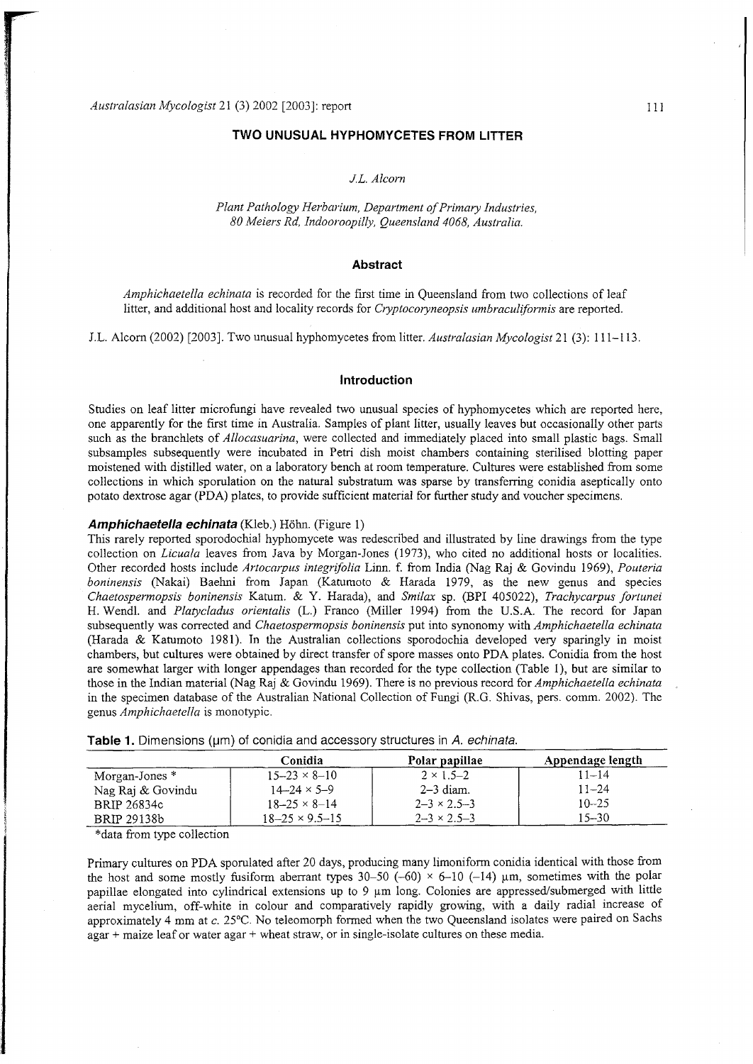# TWO UNUSUAL HYPHOMYCETES FROM LITTER

*J.L. Alcorn*

*Plant Pathology Herbarium, Department of Primary Industries, 80 Meiers Rd, Indooroopilly, Queensland 4068, Australia.*

## Abstract

*Amphichaetella echinata* is recorded for the first time in Queensland from two collections of leaf litter, and additional host and locality records for *Cryptocoryneopsis umbraculiformis* are reported.

J.L. Alcorn (2002) [2003]. Two unusual hyphomycetes from litter. *Australasian Mycologist* 21 (3): 111–113.

## Introduction

Studies on leaf litter microfungi have revealed two unusual species of hyphomycetes which are reported here, one apparently for the first time in Australia. Samples of plant litter, usually leaves but occasionally other parts such as the branchlets of *Allocasuarina*, were collected and immediately placed into small plastic bags. Small subsamples subsequently were incubated in Petri dish moist chambers containing sterilised blotting paper moistened with distilled water, on a laboratory bench at room temperature. Cultures were established from some collections in which sporulation on the natural substratum was sparse by transferring conidia aseptically onto potato dextrose agar (PDA) plates, to provide sufficient material for further study and voucher specimens.

### *Amphichaetella echinata* (Kleb.) Höhn. (Figure 1)

This rarely reported sporodochial hyphomycete was redescribed and illustrated by line drawings from the type collection on *Licuala* leaves from Java by Morgan-Jones (1973), who cited no additional hosts or localities. Other recorded hosts include *Artocarpus integrifolia* Linn. f. from India (Nag Raj & Govindu 1969), *Pouteria boninensis* (Nakai) Baehni from Japan (Katumoto & Harada 1979, as the new genus and species *Chaetospermopsis boninensis* Katum. & Y. Harada), and *Smilax* sp. (BPI 405022), *Trachycarpus fortunei* H. Wendl. and *Platycladus orientalis* (L.) Franco (Miller 1994) from the U.S.A. The record for Japan subsequently was corrected and *Chaetospermopsis boninensis* put into synonymy with *Amphichaetella echinata* (Harada & Katumoto 1981). In the Australian collections sporodochia developed very sparingly in moist chambers, but cultures were obtained by direct transfer of spore masses onto PDA plates. Conidia from the host are somewhat larger with longer appendages than recorded for the type collection (Table 1), but are similar to those in the Indian material (Nag Raj & Govindu 1969). There is no previous record for *Amphichaetella echinata* in the specimen database of the Australian National Collection of Fungi (R.G. Shivas, pers. comm. 2002). The genus *Amphichaetella* is monotypic.

**Table 1.** Dimensions (μm) of conidia and accessory structures in *A. echinata*.

| | Conidia | Polar papillae | Appendage length |
|---|---|---|---|
| Morgan-Jones * | 15–23 × 8–10 | 2 × 1.5–2 | 11–14 |
| Nag Raj & Govindu | 14–24 × 5–9 | 2–3 diam. | 11–24 |
| BRIP 26834c | 18–25 × 8–14 | 2–3 × 2.5–3 | 10–25 |
| BRIP 29138b | 18–25 × 9.5–15 | 2–3 × 2.5–3 | 15–30 |

*data from type collection

Primary cultures on PDA sporulated after 20 days, producing many limoniform conidia identical with those from the host and some mostly fusiform aberrant types 30–50 (–60) × 6–10 (–14) μm, sometimes with the polar papillae elongated into cylindrical extensions up to 9 μm long. Colonies are appressed/submerged with little aerial mycelium, off-white in colour and comparatively rapidly growing, with a daily radial increase of approximately 4 mm at *c.* 25°C. No teleomorph formed when the two Queensland isolates were paired on Sachs agar + maize leaf or water agar + wheat straw, or in single-isolate cultures on these media.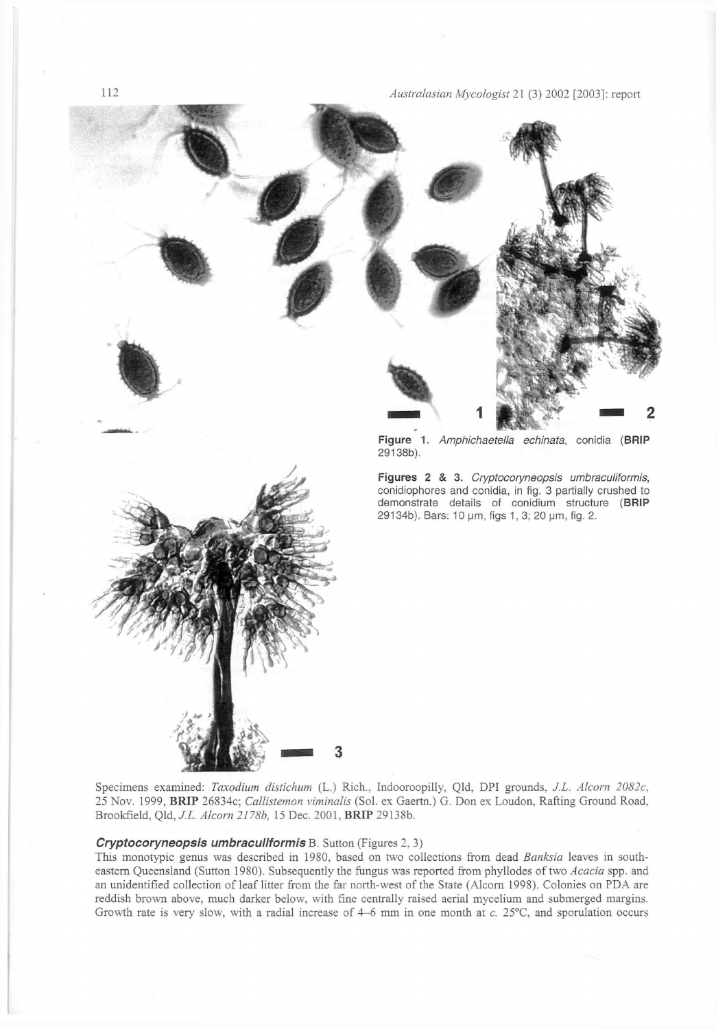Figure 1. *Amphichaetella echinata*, conidia (**BRIP** 29138b).

Figures 2 & 3. *Cryptocoryneopsis umbraculiformis*, conidiophores and conidia, in fig. 3 partially crushed to demonstrate details of conidium structure (**BRIP** 29134b). Bars: 10 µm, figs 1, 3; 20 µm, fig. 2.

Specimens examined: *Taxodium distichum* (L.) Rich., Indooroopilly, Qld, DPI grounds, *J.L. Alcorn 2082c*, 25 Nov. 1999, **BRIP** 26834c; *Callistemon viminalis* (Sol. ex Gaertn.) G. Don ex Loudon, Rafting Ground Road, Brookfield, Qld, *J.L. Alcorn 2178b*, 15 Dec. 2001, **BRIP** 29138b.

### *Cryptocoryneopsis umbraculiformis* B. Sutton (Figures 2, 3)

This monotypic genus was described in 1980, based on two collections from dead *Banksia* leaves in south-eastern Queensland (Sutton 1980). Subsequently the fungus was reported from phyllodes of two *Acacia* spp. and an unidentified collection of leaf litter from the far north-west of the State (Alcorn 1998). Colonies on PDA are reddish brown above, much darker below, with fine centrally raised aerial mycelium and submerged margins. Growth rate is very slow, with a radial increase of 4–6 mm in one month at *c.* 25°C, and sporulation occurs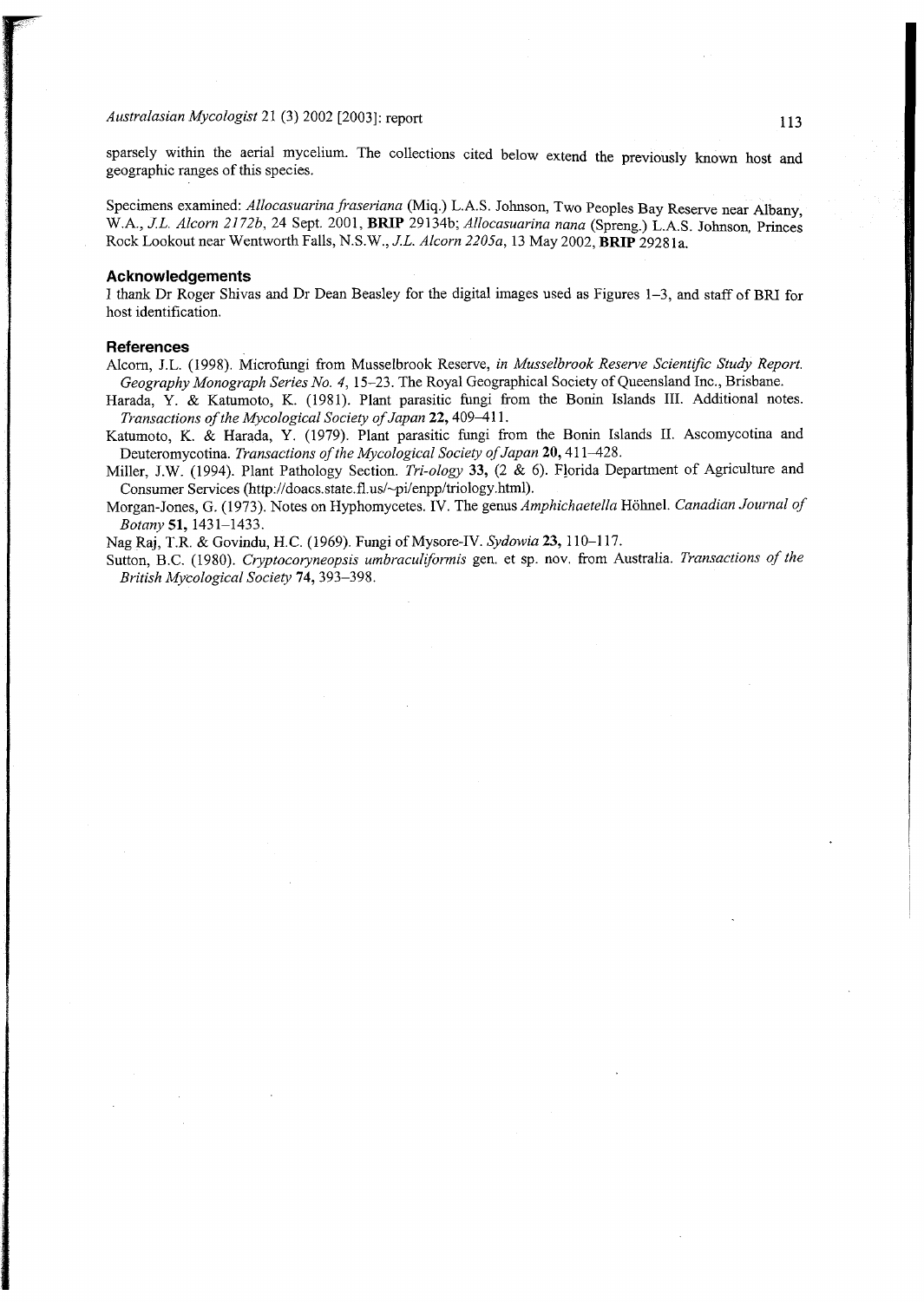sparsely within the aerial mycelium. The collections cited below extend the previously known host and geographic ranges of this species.

Specimens examined: *Allocasuarina fraseriana* (Miq.) L.A.S. Johnson, Two Peoples Bay Reserve near Albany, W.A., *J.L. Alcorn 2172b*, 24 Sept. 2001, **BRIP** 29134b; *Allocasuarina nana* (Spreng.) L.A.S. Johnson, Princes Rock Lookout near Wentworth Falls, N.S.W., *J.L. Alcorn 2205a*, 13 May 2002, **BRIP** 29281a.

## Acknowledgements

I thank Dr Roger Shivas and Dr Dean Beasley for the digital images used as Figures 1–3, and staff of BRI for host identification.

## References

Alcorn, J.L. (1998). Microfungi from Musselbrook Reserve, *in Musselbrook Reserve Scientific Study Report. Geography Monograph Series No. 4*, 15–23. The Royal Geographical Society of Queensland Inc., Brisbane.

Harada, Y. & Katumoto, K. (1981). Plant parasitic fungi from the Bonin Islands III. Additional notes. *Transactions of the Mycological Society of Japan* **22,** 409–411.

Katumoto, K. & Harada, Y. (1979). Plant parasitic fungi from the Bonin Islands II. Ascomycotina and Deuteromycotina. *Transactions of the Mycological Society of Japan* **20,** 411–428.

Miller, J.W. (1994). Plant Pathology Section. *Tri-ology* **33,** (2 & 6). Florida Department of Agriculture and Consumer Services (http://doacs.state.fl.us/~pi/enpp/triology.html).

Morgan-Jones, G. (1973). Notes on Hyphomycetes. IV. The genus *Amphichaetella* Höhnel. *Canadian Journal of Botany* **51,** 1431–1433.

Nag Raj, T.R. & Govindu, H.C. (1969). Fungi of Mysore-IV. *Sydowia* **23,** 110–117.

Sutton, B.C. (1980). *Cryptocoryneopsis umbraculiformis* gen. et sp. nov. from Australia. *Transactions of the British Mycological Society* **74,** 393–398.